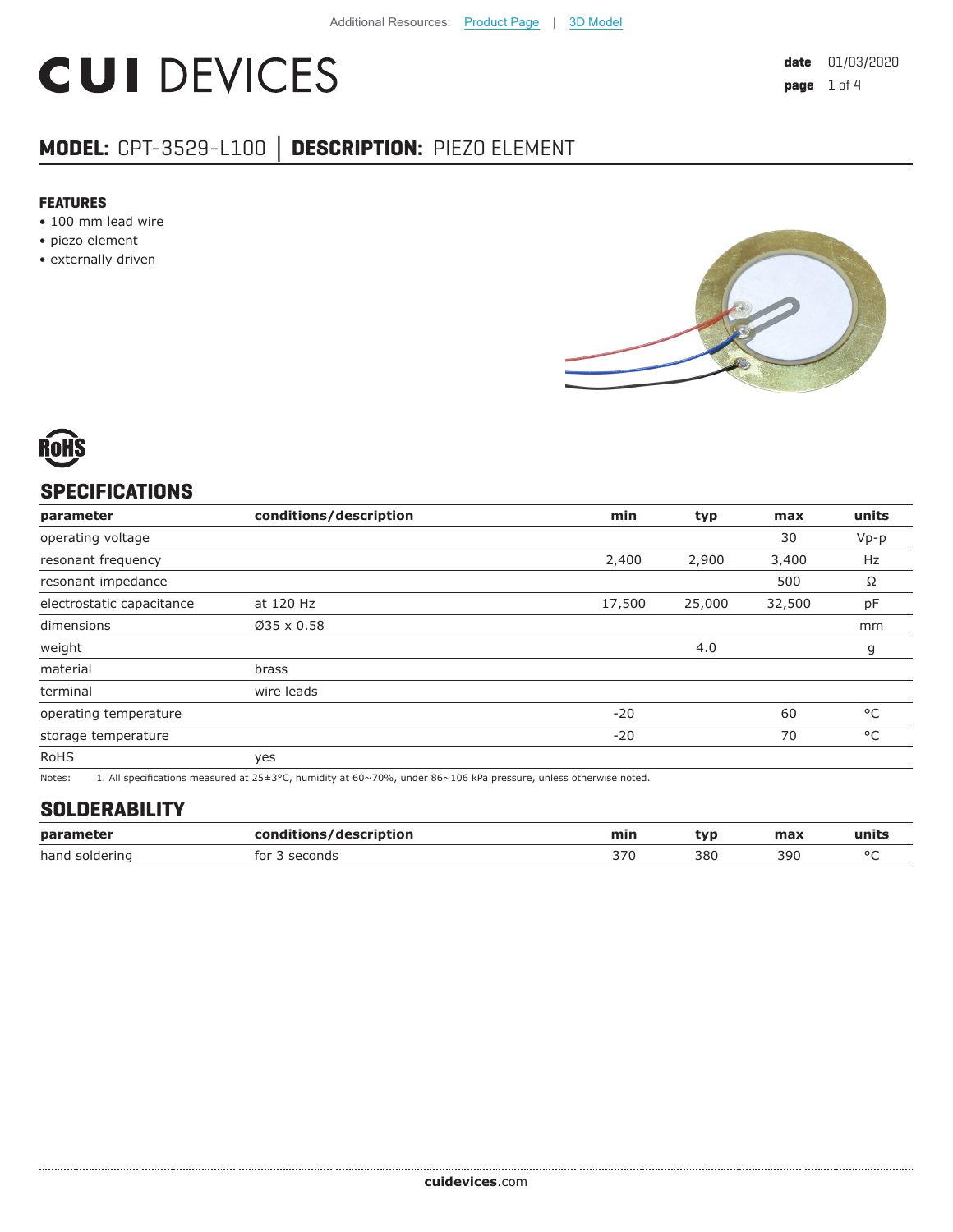Additional Resources: Product Page | 3D Model

# CUI DEVICES

**date** 01/03/2020

## MODEL: CPT-3529-L100 | DESCRIPTION: PIEZO ELEMENT

### FEATURES

- 100 mm lead wire
- piezo element
- externally driven

RoHS

## SPECIFICATIONS

| parameter | conditions/description | min | typ | max | units |
|---|---|---|---|---|---|
| operating voltage | | | | 30 | Vp-p |
| resonant frequency | | 2,400 | 2,900 | 3,400 | Hz |
| resonant impedance | | | | 500 | Ω |
| electrostatic capacitance | at 120 Hz | 17,500 | 25,000 | 32,500 | pF |
| dimensions | Ø35 x 0.58 | | | | mm |
| weight | | | 4.0 | | g |
| material | brass | | | | |
| terminal | wire leads | | | | |
| operating temperature | | -20 | | 60 | °C |
| storage temperature | | -20 | | 70 | °C |
| RoHS | yes | | | | |

Notes: 1. All specifications measured at 25±3°C, humidity at 60~70%, under 86~106 kPa pressure, unless otherwise noted.

## SOLDERABILITY

| parameter | conditions/description | min | typ | max | units |
|---|---|---|---|---|---|
| hand soldering | for 3 seconds | 370 | 380 | 390 | °C |

cuidevices.com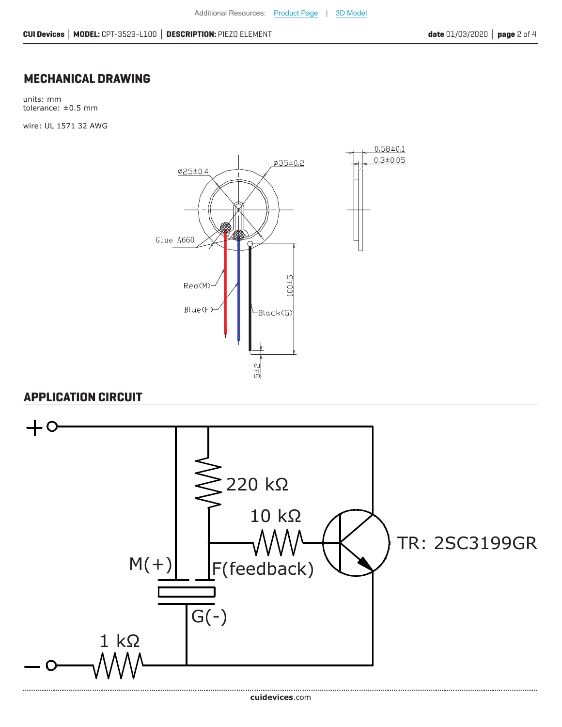## MECHANICAL DRAWING

units: mm
tolerance: ±0.5 mm

wire: UL 1571 32 AWG

Ø25±0.4

Ø35±0.2

0.58±0.1

0.3±0.05

Glue A660

Red(M)

Blue(F)

Black(G)

100±5

5±2

## APPLICATION CIRCUIT

+

−

220 kΩ

10 kΩ

TR: 2SC3199GR

M(+)

F(feedback)

G(-)

1 kΩ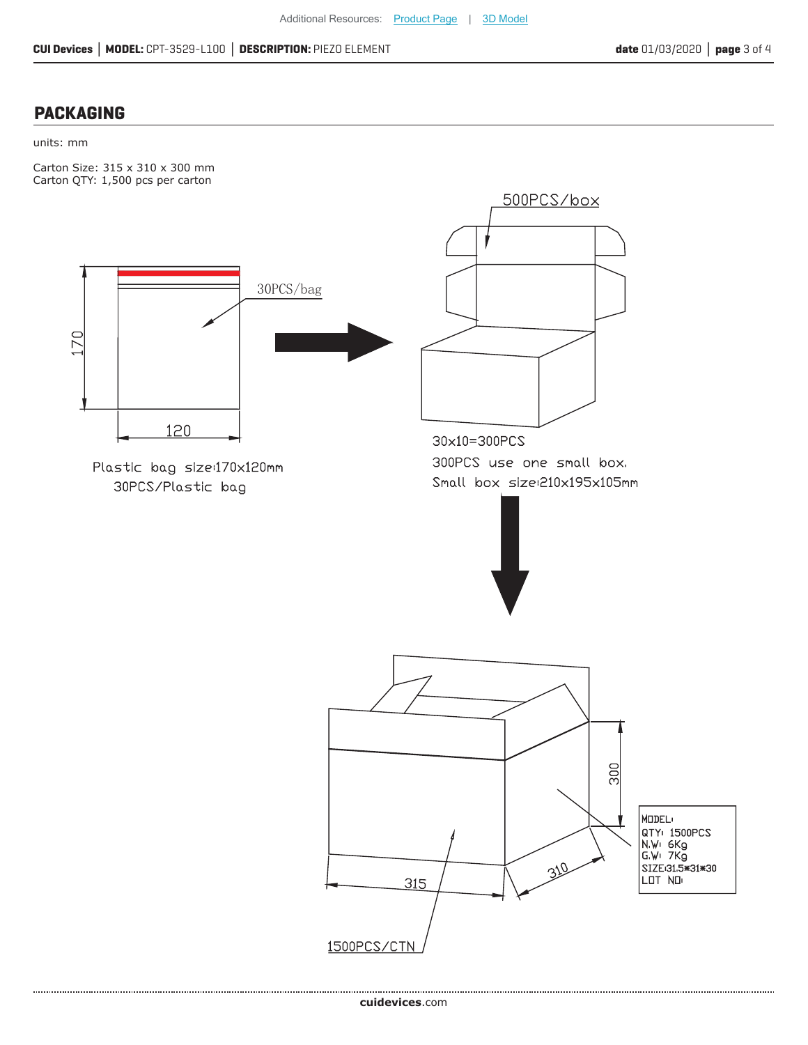## PACKAGING

units: mm

Carton Size: 315 x 310 x 300 mm
Carton QTY: 1,500 pcs per carton

30PCS/bag

Plastic bag size:170x120mm
30PCS/Plastic bag

500PCS/box

30x10=300PCS
300PCS use one small box.
Small box size:210x195x105mm

1500PCS/CTN

MODEL:
QTY: 1500PCS
N.W: 6Kg
G.W: 7Kg
SIZE:31.5*31*30
LOT NO: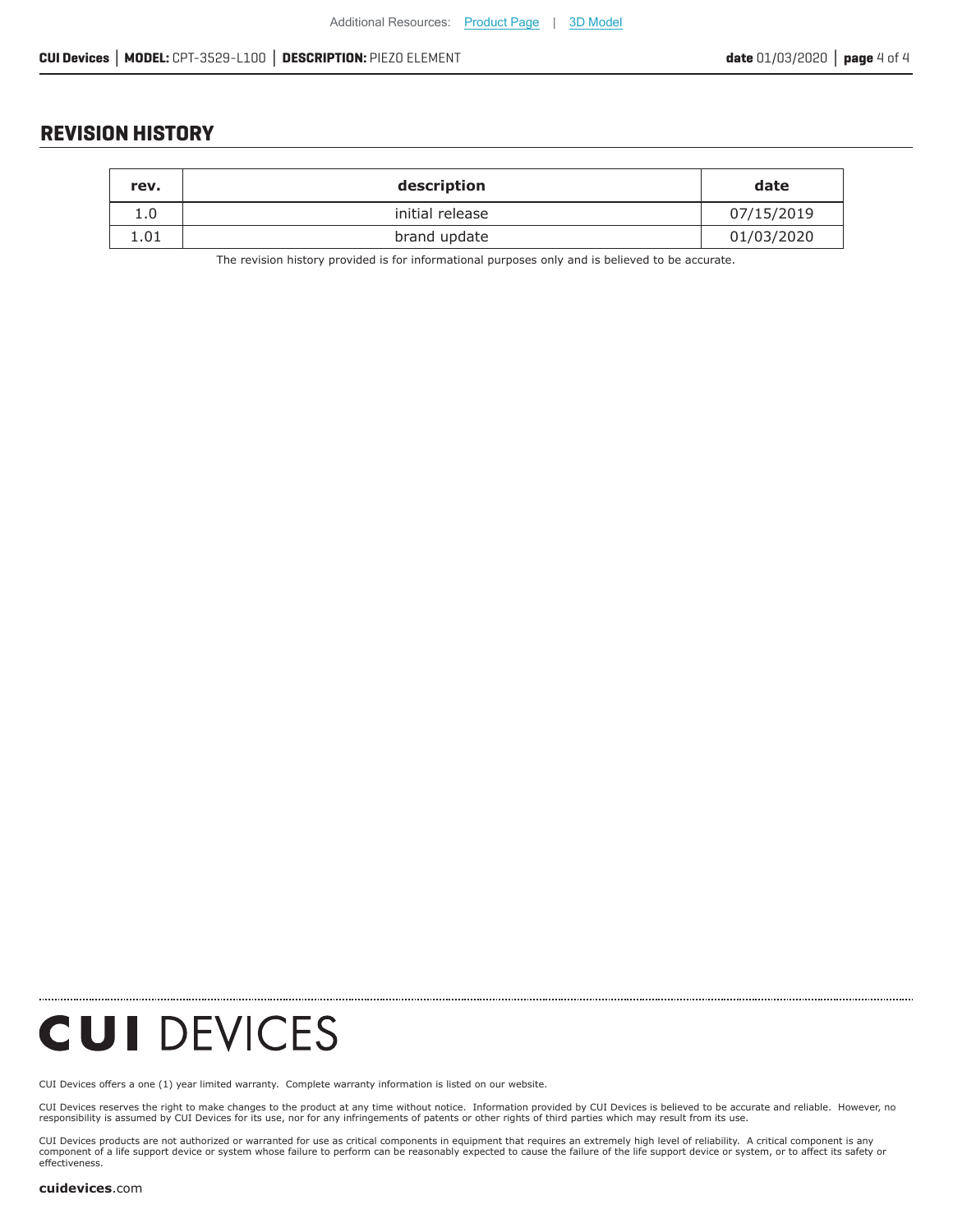## REVISION HISTORY

| rev. | description | date |
| --- | --- | --- |
| 1.0 | initial release | 07/15/2019 |
| 1.01 | brand update | 01/03/2020 |

The revision history provided is for informational purposes only and is believed to be accurate.

CUI DEVICES

CUI Devices offers a one (1) year limited warranty. Complete warranty information is listed on our website.

CUI Devices reserves the right to make changes to the product at any time without notice. Information provided by CUI Devices is believed to be accurate and reliable. However, no responsibility is assumed by CUI Devices for its use, nor for any infringements of patents or other rights of third parties which may result from its use.

CUI Devices products are not authorized or warranted for use as critical components in equipment that requires an extremely high level of reliability. A critical component is any component of a life support device or system whose failure to perform can be reasonably expected to cause the failure of the life support device or system, or to affect its safety or effectiveness.

**cuidevices**.com